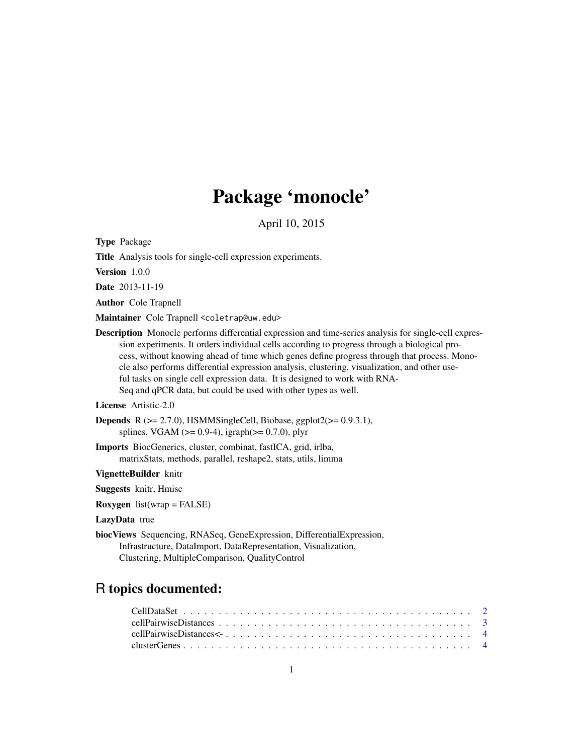# Package 'monocle'

April 10, 2015

**Type** Package

**Title** Analysis tools for single-cell expression experiments.

**Version** 1.0.0

**Date** 2013-11-19

**Author** Cole Trapnell

**Maintainer** Cole Trapnell <coletrap@uw.edu>

**Description** Monocle performs differential expression and time-series analysis for single-cell expression experiments. It orders individual cells according to progress through a biological process, without knowing ahead of time which genes define progress through that process. Monocle also performs differential expression analysis, clustering, visualization, and other useful tasks on single cell expression data. It is designed to work with RNA-Seq and qPCR data, but could be used with other types as well.

**License** Artistic-2.0

**Depends** R (>= 2.7.0), HSMMSingleCell, Biobase, ggplot2(>= 0.9.3.1), splines, VGAM (>= 0.9-4), igraph(>= 0.7.0), plyr

**Imports** BiocGenerics, cluster, combinat, fastICA, grid, irlba, matrixStats, methods, parallel, reshape2, stats, utils, limma

**VignetteBuilder** knitr

**Suggests** knitr, Hmisc

**Roxygen** list(wrap = FALSE)

**LazyData** true

**biocViews** Sequencing, RNASeq, GeneExpression, DifferentialExpression, Infrastructure, DataImport, DataRepresentation, Visualization, Clustering, MultipleComparison, QualityControl

## R topics documented:

- CellDataSet . . . . . . . . . . . . . . . . . . . . . . . . . . . . . . . . . . . . . . . . 2
- cellPairwiseDistances . . . . . . . . . . . . . . . . . . . . . . . . . . . . . . . . . . . 3
- cellPairwiseDistances<- . . . . . . . . . . . . . . . . . . . . . . . . . . . . . . . . . . 4
- clusterGenes . . . . . . . . . . . . . . . . . . . . . . . . . . . . . . . . . . . . . . . . 4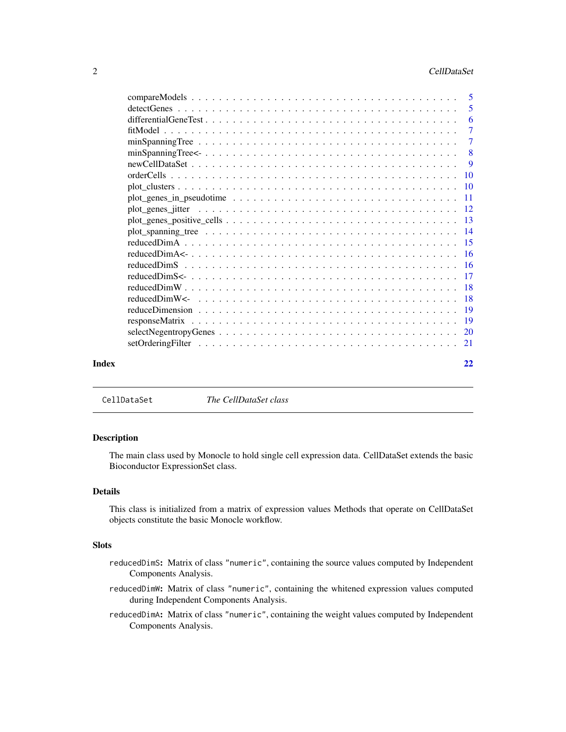compareModels . . . . . . . . . . . . . . . . . . . . . . . . . . . . . . . . . . . . 5
detectGenes . . . . . . . . . . . . . . . . . . . . . . . . . . . . . . . . . . . . . 5
differentialGeneTest . . . . . . . . . . . . . . . . . . . . . . . . . . . . . . . . . 6
fitModel . . . . . . . . . . . . . . . . . . . . . . . . . . . . . . . . . . . . . . . 7
minSpanningTree . . . . . . . . . . . . . . . . . . . . . . . . . . . . . . . . . . . 7
minSpanningTree<- . . . . . . . . . . . . . . . . . . . . . . . . . . . . . . . . . . 8
newCellDataSet . . . . . . . . . . . . . . . . . . . . . . . . . . . . . . . . . . . . 9
orderCells . . . . . . . . . . . . . . . . . . . . . . . . . . . . . . . . . . . . . . 10
plot_clusters . . . . . . . . . . . . . . . . . . . . . . . . . . . . . . . . . . . . 10
plot_genes_in_pseudotime . . . . . . . . . . . . . . . . . . . . . . . . . . . . . . 11
plot_genes_jitter . . . . . . . . . . . . . . . . . . . . . . . . . . . . . . . . . . 12
plot_genes_positive_cells . . . . . . . . . . . . . . . . . . . . . . . . . . . . . . 13
plot_spanning_tree . . . . . . . . . . . . . . . . . . . . . . . . . . . . . . . . . 14
reducedDimA . . . . . . . . . . . . . . . . . . . . . . . . . . . . . . . . . . . . . 15
reducedDimA<- . . . . . . . . . . . . . . . . . . . . . . . . . . . . . . . . . . . . 16
reducedDimS . . . . . . . . . . . . . . . . . . . . . . . . . . . . . . . . . . . . . 16
reducedDimS<- . . . . . . . . . . . . . . . . . . . . . . . . . . . . . . . . . . . . 17
reducedDimW . . . . . . . . . . . . . . . . . . . . . . . . . . . . . . . . . . . . . 18
reducedDimW<- . . . . . . . . . . . . . . . . . . . . . . . . . . . . . . . . . . . . 18
reduceDimension . . . . . . . . . . . . . . . . . . . . . . . . . . . . . . . . . . . 19
responseMatrix . . . . . . . . . . . . . . . . . . . . . . . . . . . . . . . . . . . . 19
selectNegentropyGenes . . . . . . . . . . . . . . . . . . . . . . . . . . . . . . . . 20
setOrderingFilter . . . . . . . . . . . . . . . . . . . . . . . . . . . . . . . . . . . 21

**Index** **22**

---

`CellDataSet` *The CellDataSet class*

---

## Description

The main class used by Monocle to hold single cell expression data. CellDataSet extends the basic Bioconductor ExpressionSet class.

## Details

This class is initialized from a matrix of expression values Methods that operate on CellDataSet objects constitute the basic Monocle workflow.

## Slots

`reducedDimS`**:** Matrix of class `"numeric"`, containing the source values computed by Independent Components Analysis.

`reducedDimW`**:** Matrix of class `"numeric"`, containing the whitened expression values computed during Independent Components Analysis.

`reducedDimA`**:** Matrix of class `"numeric"`, containing the weight values computed by Independent Components Analysis.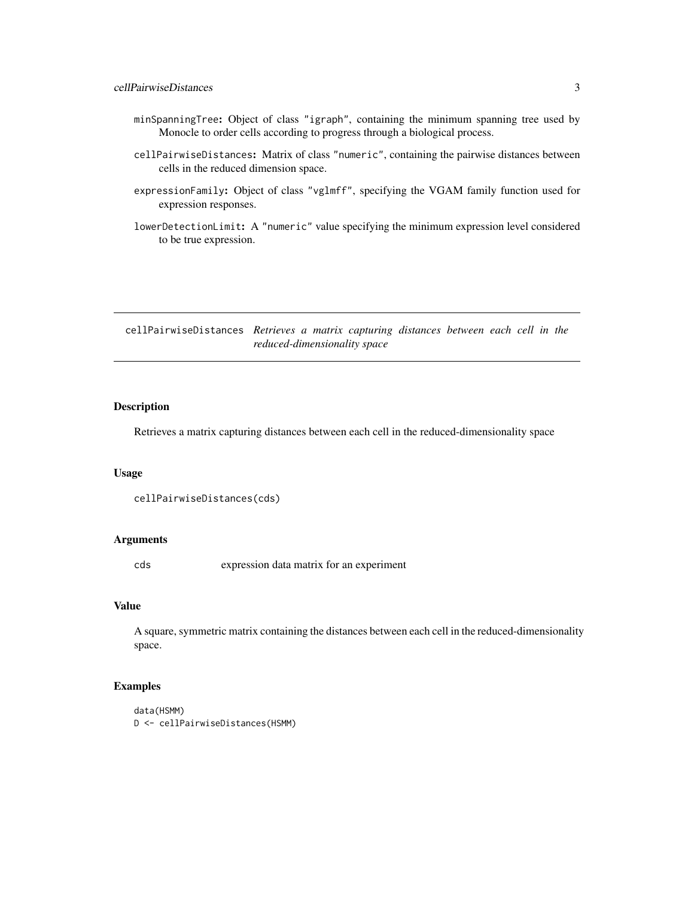- `minSpanningTree`: Object of class "igraph", containing the minimum spanning tree used by Monocle to order cells according to progress through a biological process.
- `cellPairwiseDistances`: Matrix of class "numeric", containing the pairwise distances between cells in the reduced dimension space.
- `expressionFamily`: Object of class "vglmff", specifying the VGAM family function used for expression responses.
- `lowerDetectionLimit`: A "numeric" value specifying the minimum expression level considered to be true expression.

---

## cellPairwiseDistances *Retrieves a matrix capturing distances between each cell in the reduced-dimensionality space*

---

### Description

Retrieves a matrix capturing distances between each cell in the reduced-dimensionality space

### Usage

```
cellPairwiseDistances(cds)
```

### Arguments

| | |
|---|---|
| cds | expression data matrix for an experiment |

### Value

A square, symmetric matrix containing the distances between each cell in the reduced-dimensionality space.

### Examples

```
data(HSMM)
D <- cellPairwiseDistances(HSMM)
```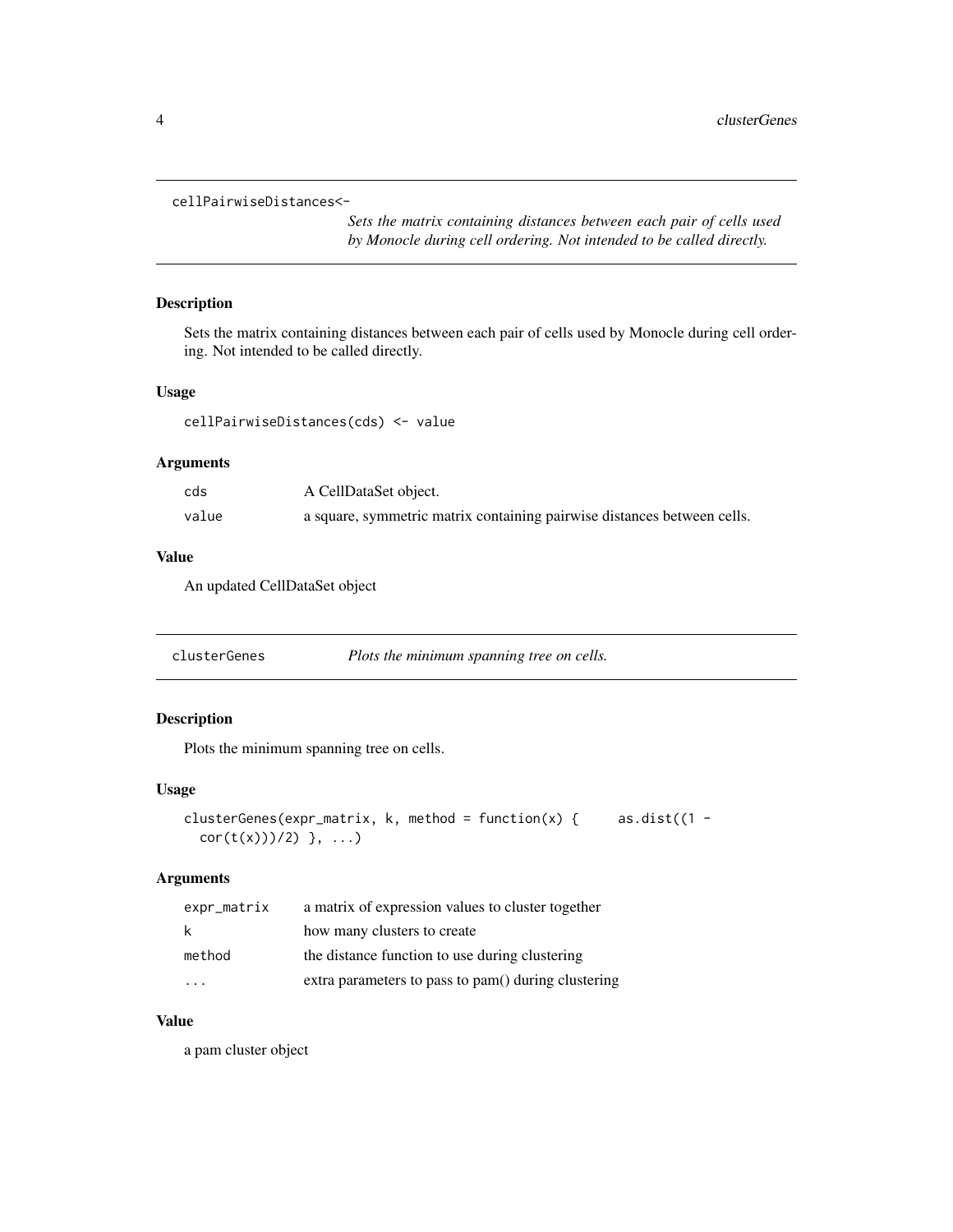## cellPairwiseDistances<-

*Sets the matrix containing distances between each pair of cells used by Monocle during cell ordering. Not intended to be called directly.*

### Description

Sets the matrix containing distances between each pair of cells used by Monocle during cell ordering. Not intended to be called directly.

### Usage

```
cellPairwiseDistances(cds) <- value
```

### Arguments

| | |
|---|---|
| cds | A CellDataSet object. |
| value | a square, symmetric matrix containing pairwise distances between cells. |

### Value

An updated CellDataSet object

## clusterGenes

*Plots the minimum spanning tree on cells.*

### Description

Plots the minimum spanning tree on cells.

### Usage

```
clusterGenes(expr_matrix, k, method = function(x) {     as.dist((1 -
  cor(t(x)))/2) }, ...)
```

### Arguments

| | |
|---|---|
| expr_matrix | a matrix of expression values to cluster together |
| k | how many clusters to create |
| method | the distance function to use during clustering |
| ... | extra parameters to pass to pam() during clustering |

### Value

a pam cluster object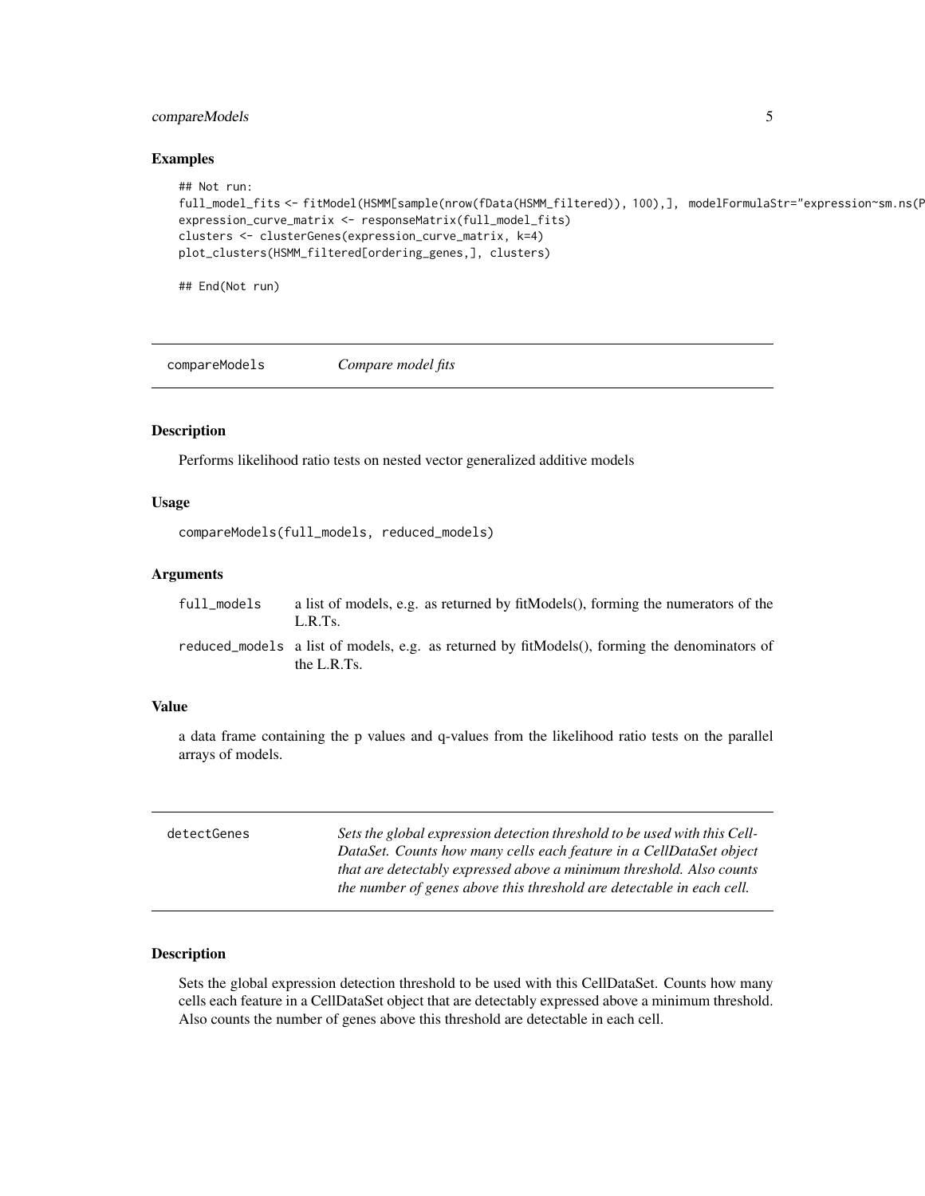### Examples

```
## Not run:
full_model_fits <- fitModel(HSMM[sample(nrow(fData(HSMM_filtered)), 100),],  modelFormulaStr="expression~sm.ns(P
expression_curve_matrix <- responseMatrix(full_model_fits)
clusters <- clusterGenes(expression_curve_matrix, k=4)
plot_clusters(HSMM_filtered[ordering_genes,], clusters)

## End(Not run)
```

---

## compareModels — *Compare model fits*

### Description

Performs likelihood ratio tests on nested vector generalized additive models

### Usage

```
compareModels(full_models, reduced_models)
```

### Arguments

| | |
|---|---|
| full_models | a list of models, e.g. as returned by fitModels(), forming the numerators of the L.R.Ts. |
| reduced_models | a list of models, e.g. as returned by fitModels(), forming the denominators of the L.R.Ts. |

### Value

a data frame containing the p values and q-values from the likelihood ratio tests on the parallel arrays of models.

---

## detectGenes — *Sets the global expression detection threshold to be used with this CellDataSet. Counts how many cells each feature in a CellDataSet object that are detectably expressed above a minimum threshold. Also counts the number of genes above this threshold are detectable in each cell.*

### Description

Sets the global expression detection threshold to be used with this CellDataSet. Counts how many cells each feature in a CellDataSet object that are detectably expressed above a minimum threshold. Also counts the number of genes above this threshold are detectable in each cell.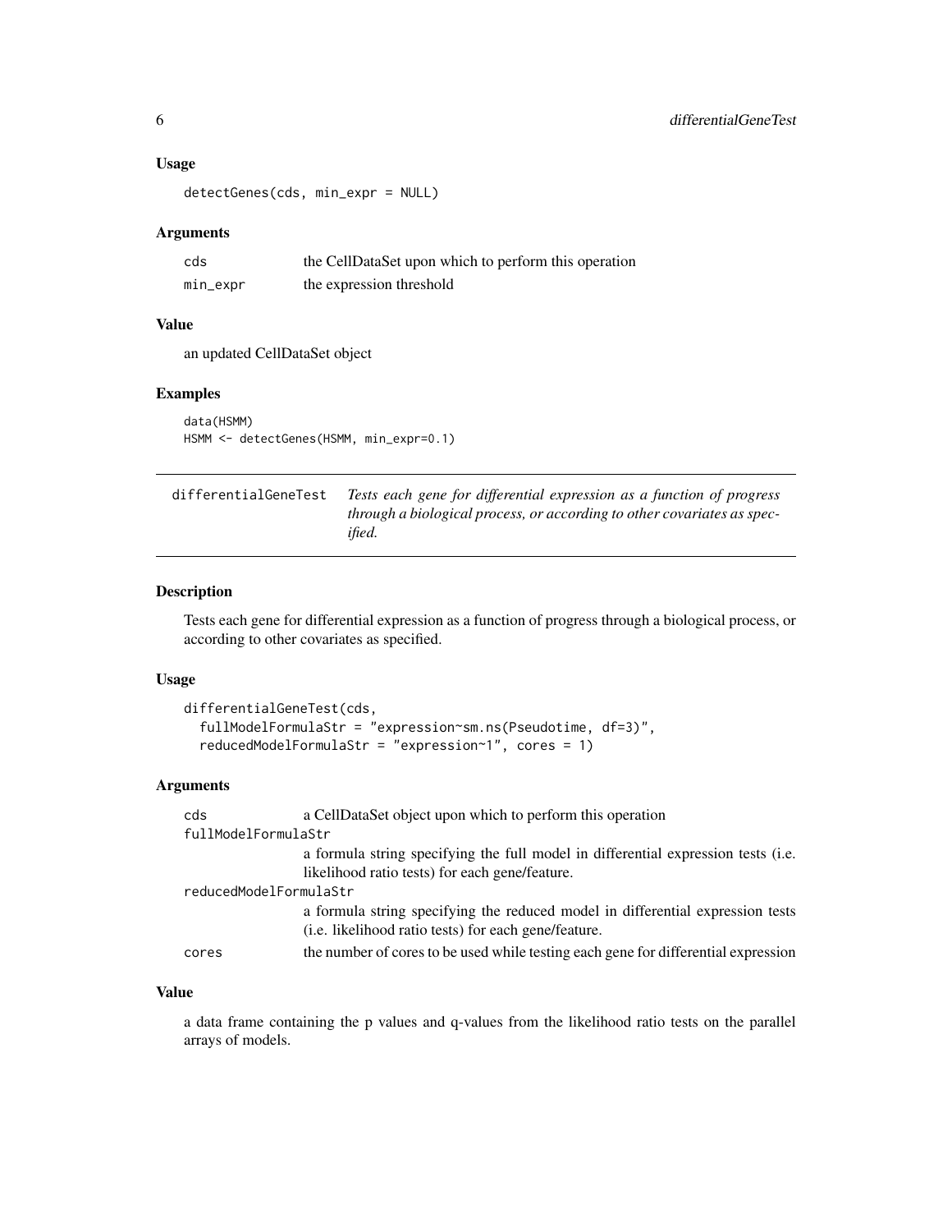### Usage

```
detectGenes(cds, min_expr = NULL)
```

### Arguments

| | |
|---|---|
| cds | the CellDataSet upon which to perform this operation |
| min_expr | the expression threshold |

### Value

an updated CellDataSet object

### Examples

```
data(HSMM)
HSMM <- detectGenes(HSMM, min_expr=0.1)
```

---

## differentialGeneTest

*Tests each gene for differential expression as a function of progress through a biological process, or according to other covariates as specified.*

---

### Description

Tests each gene for differential expression as a function of progress through a biological process, or according to other covariates as specified.

### Usage

```
differentialGeneTest(cds,
  fullModelFormulaStr = "expression~sm.ns(Pseudotime, df=3)",
  reducedModelFormulaStr = "expression~1", cores = 1)
```

### Arguments

| | |
|---|---|
| cds | a CellDataSet object upon which to perform this operation |
| fullModelFormulaStr | a formula string specifying the full model in differential expression tests (i.e. likelihood ratio tests) for each gene/feature. |
| reducedModelFormulaStr | a formula string specifying the reduced model in differential expression tests (i.e. likelihood ratio tests) for each gene/feature. |
| cores | the number of cores to be used while testing each gene for differential expression |

### Value

a data frame containing the p values and q-values from the likelihood ratio tests on the parallel arrays of models.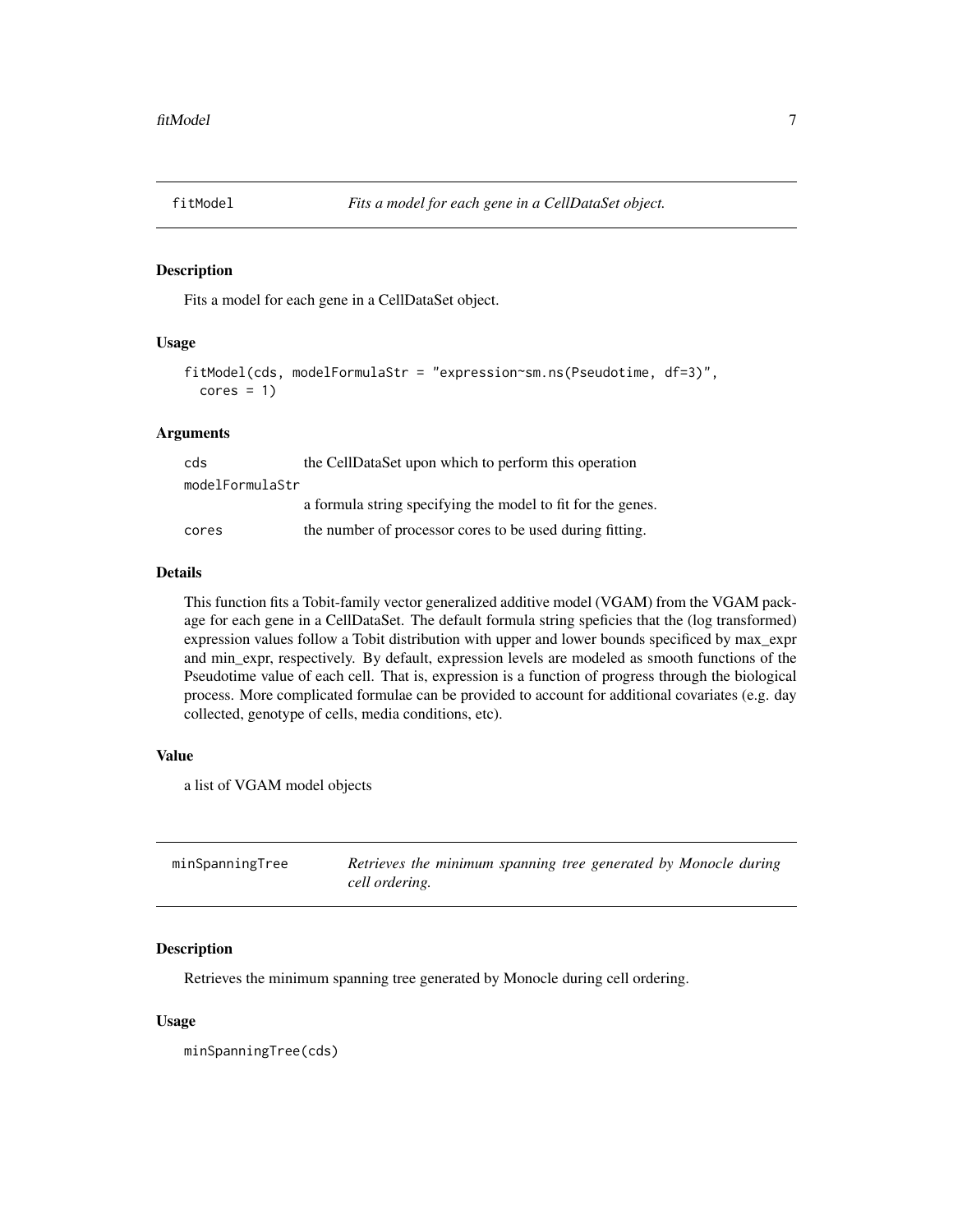## fitModel — *Fits a model for each gene in a CellDataSet object.*

### Description

Fits a model for each gene in a CellDataSet object.

### Usage

```
fitModel(cds, modelFormulaStr = "expression~sm.ns(Pseudotime, df=3)",
  cores = 1)
```

### Arguments

| | |
|---|---|
| cds | the CellDataSet upon which to perform this operation |
| modelFormulaStr | a formula string specifying the model to fit for the genes. |
| cores | the number of processor cores to be used during fitting. |

### Details

This function fits a Tobit-family vector generalized additive model (VGAM) from the VGAM package for each gene in a CellDataSet. The default formula string speficies that the (log transformed) expression values follow a Tobit distribution with upper and lower bounds specificed by max_expr and min_expr, respectively. By default, expression levels are modeled as smooth functions of the Pseudotime value of each cell. That is, expression is a function of progress through the biological process. More complicated formulae can be provided to account for additional covariates (e.g. day collected, genotype of cells, media conditions, etc).

### Value

a list of VGAM model objects

## minSpanningTree — *Retrieves the minimum spanning tree generated by Monocle during cell ordering.*

### Description

Retrieves the minimum spanning tree generated by Monocle during cell ordering.

### Usage

```
minSpanningTree(cds)
```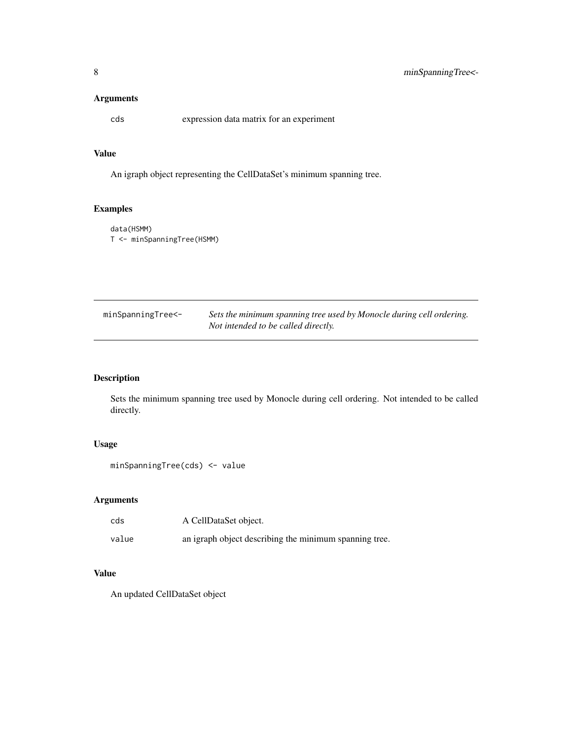### Arguments

cds expression data matrix for an experiment

### Value

An igraph object representing the CellDataSet's minimum spanning tree.

### Examples

```
data(HSMM)
T <- minSpanningTree(HSMM)
```

---

## minSpanningTree<- *Sets the minimum spanning tree used by Monocle during cell ordering. Not intended to be called directly.*

---

### Description

Sets the minimum spanning tree used by Monocle during cell ordering. Not intended to be called directly.

### Usage

```
minSpanningTree(cds) <- value
```

### Arguments

| | |
|---|---|
| cds | A CellDataSet object. |
| value | an igraph object describing the minimum spanning tree. |

### Value

An updated CellDataSet object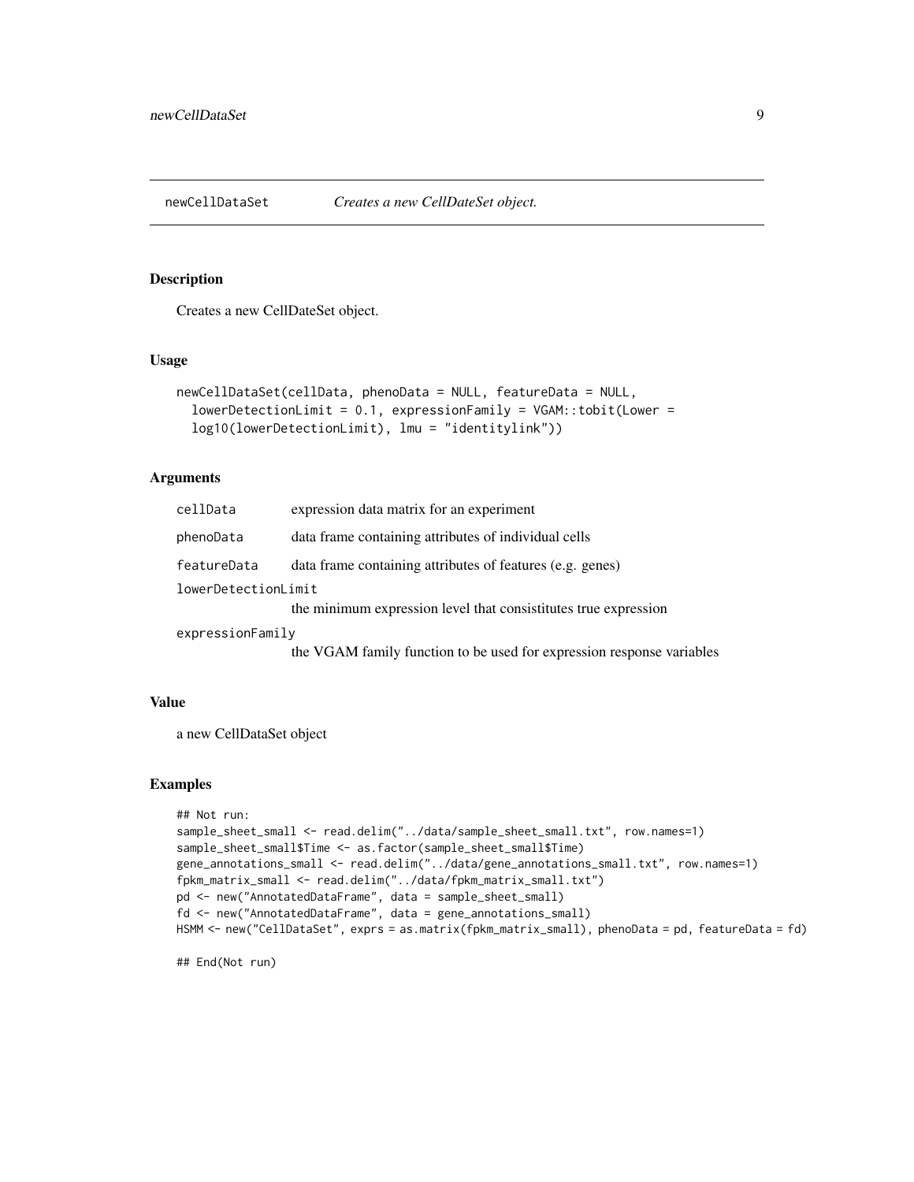newCellDataSet *Creates a new CellDateSet object.*

## Description

Creates a new CellDateSet object.

## Usage

```
newCellDataSet(cellData, phenoData = NULL, featureData = NULL,
  lowerDetectionLimit = 0.1, expressionFamily = VGAM::tobit(Lower =
  log10(lowerDetectionLimit), lmu = "identitylink"))
```

## Arguments

| | |
|---|---|
| `cellData` | expression data matrix for an experiment |
| `phenoData` | data frame containing attributes of individual cells |
| `featureData` | data frame containing attributes of features (e.g. genes) |
| `lowerDetectionLimit` | the minimum expression level that consistitutes true expression |
| `expressionFamily` | the VGAM family function to be used for expression response variables |

## Value

a new CellDataSet object

## Examples

```
## Not run:
sample_sheet_small <- read.delim("../data/sample_sheet_small.txt", row.names=1)
sample_sheet_small$Time <- as.factor(sample_sheet_small$Time)
gene_annotations_small <- read.delim("../data/gene_annotations_small.txt", row.names=1)
fpkm_matrix_small <- read.delim("../data/fpkm_matrix_small.txt")
pd <- new("AnnotatedDataFrame", data = sample_sheet_small)
fd <- new("AnnotatedDataFrame", data = gene_annotations_small)
HSMM <- new("CellDataSet", exprs = as.matrix(fpkm_matrix_small), phenoData = pd, featureData = fd)

## End(Not run)
```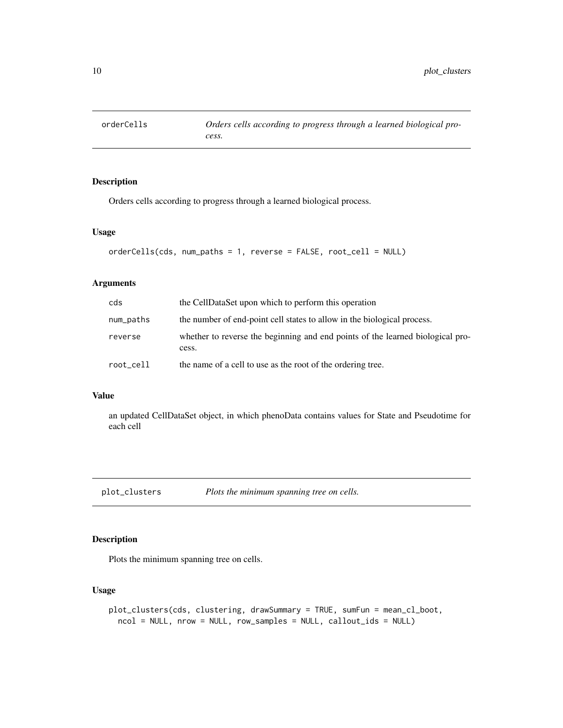## orderCells — *Orders cells according to progress through a learned biological process.*

### Description

Orders cells according to progress through a learned biological process.

### Usage

```
orderCells(cds, num_paths = 1, reverse = FALSE, root_cell = NULL)
```

### Arguments

| | |
|---|---|
| cds | the CellDataSet upon which to perform this operation |
| num_paths | the number of end-point cell states to allow in the biological process. |
| reverse | whether to reverse the beginning and end points of the learned biological process. |
| root_cell | the name of a cell to use as the root of the ordering tree. |

### Value

an updated CellDataSet object, in which phenoData contains values for State and Pseudotime for each cell

## plot_clusters — *Plots the minimum spanning tree on cells.*

### Description

Plots the minimum spanning tree on cells.

### Usage

```
plot_clusters(cds, clustering, drawSummary = TRUE, sumFun = mean_cl_boot,
  ncol = NULL, nrow = NULL, row_samples = NULL, callout_ids = NULL)
```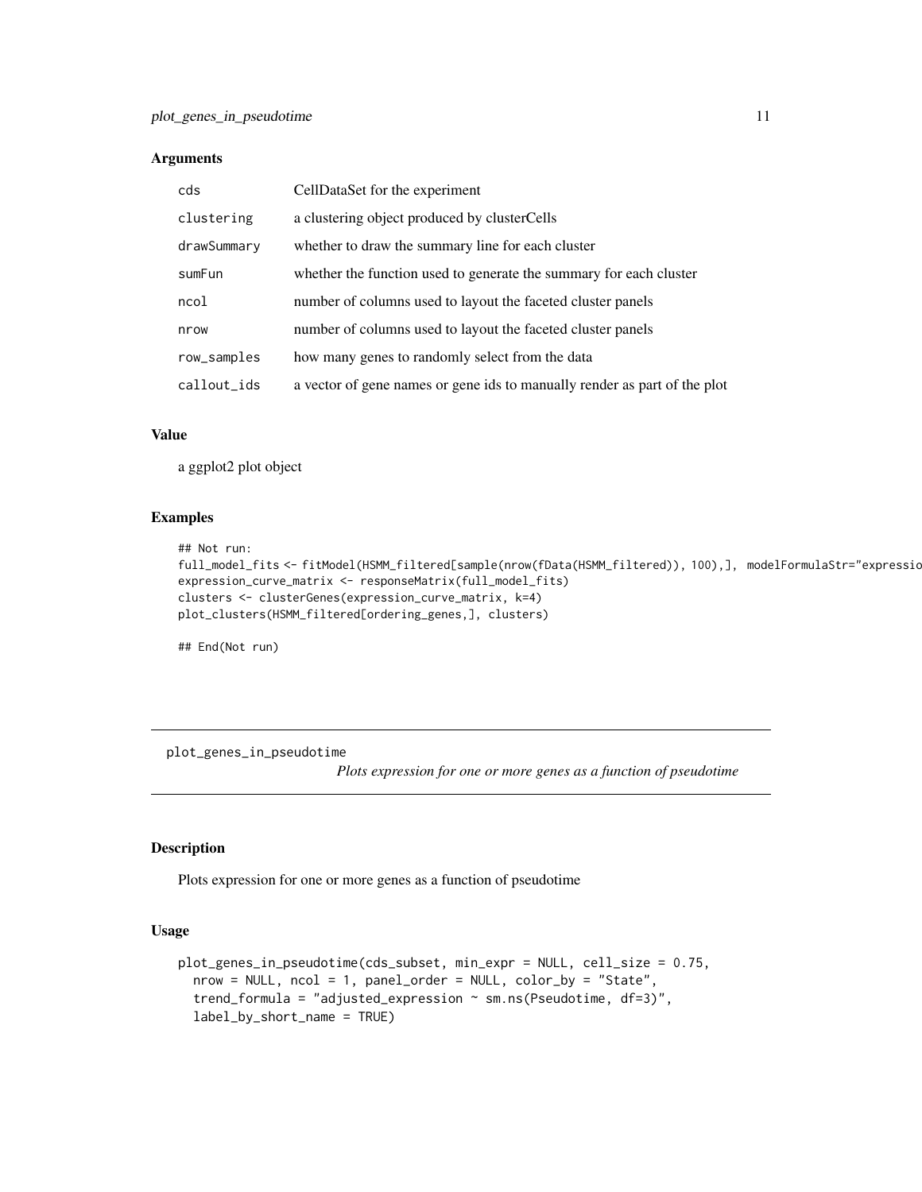### Arguments

| | |
|---|---|
| `cds` | CellDataSet for the experiment |
| `clustering` | a clustering object produced by clusterCells |
| `drawSummary` | whether to draw the summary line for each cluster |
| `sumFun` | whether the function used to generate the summary for each cluster |
| `ncol` | number of columns used to layout the faceted cluster panels |
| `nrow` | number of columns used to layout the faceted cluster panels |
| `row_samples` | how many genes to randomly select from the data |
| `callout_ids` | a vector of gene names or gene ids to manually render as part of the plot |

### Value

a ggplot2 plot object

### Examples

```
## Not run:
full_model_fits <- fitModel(HSMM_filtered[sample(nrow(fData(HSMM_filtered)), 100),], modelFormulaStr="expressio
expression_curve_matrix <- responseMatrix(full_model_fits)
clusters <- clusterGenes(expression_curve_matrix, k=4)
plot_clusters(HSMM_filtered[ordering_genes,], clusters)

## End(Not run)
```

---

## plot_genes_in_pseudotime

*Plots expression for one or more genes as a function of pseudotime*

### Description

Plots expression for one or more genes as a function of pseudotime

### Usage

```
plot_genes_in_pseudotime(cds_subset, min_expr = NULL, cell_size = 0.75,
  nrow = NULL, ncol = 1, panel_order = NULL, color_by = "State",
  trend_formula = "adjusted_expression ~ sm.ns(Pseudotime, df=3)",
  label_by_short_name = TRUE)
```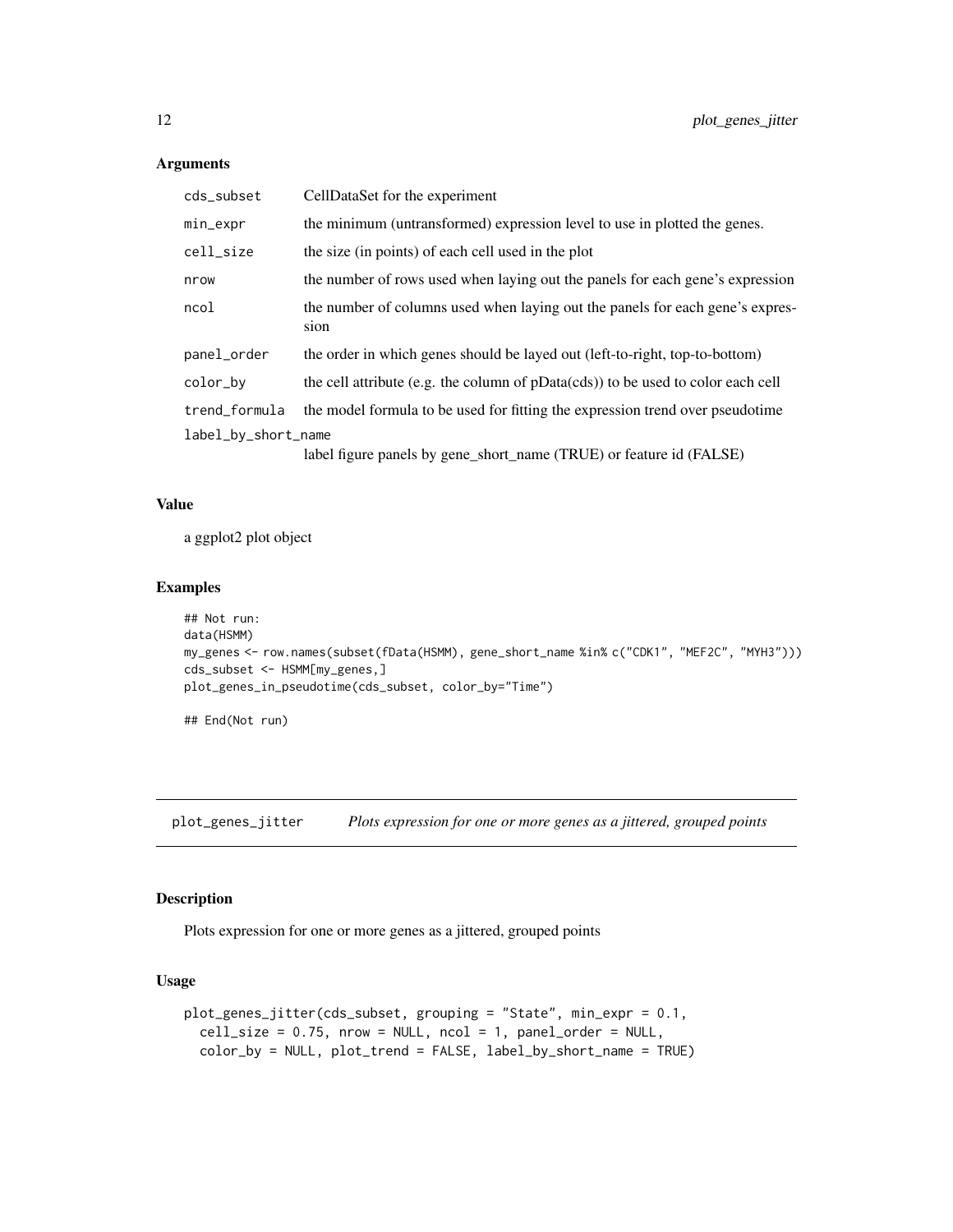### Arguments

| | |
|---|---|
| cds_subset | CellDataSet for the experiment |
| min_expr | the minimum (untransformed) expression level to use in plotted the genes. |
| cell_size | the size (in points) of each cell used in the plot |
| nrow | the number of rows used when laying out the panels for each gene's expression |
| ncol | the number of columns used when laying out the panels for each gene's expression |
| panel_order | the order in which genes should be layed out (left-to-right, top-to-bottom) |
| color_by | the cell attribute (e.g. the column of pData(cds)) to be used to color each cell |
| trend_formula | the model formula to be used for fitting the expression trend over pseudotime |
| label_by_short_name | label figure panels by gene_short_name (TRUE) or feature id (FALSE) |

### Value

a ggplot2 plot object

### Examples

```
## Not run:
data(HSMM)
my_genes <- row.names(subset(fData(HSMM), gene_short_name %in% c("CDK1", "MEF2C", "MYH3")))
cds_subset <- HSMM[my_genes,]
plot_genes_in_pseudotime(cds_subset, color_by="Time")

## End(Not run)
```

---

## plot_genes_jitter — *Plots expression for one or more genes as a jittered, grouped points*

### Description

Plots expression for one or more genes as a jittered, grouped points

### Usage

```
plot_genes_jitter(cds_subset, grouping = "State", min_expr = 0.1,
  cell_size = 0.75, nrow = NULL, ncol = 1, panel_order = NULL,
  color_by = NULL, plot_trend = FALSE, label_by_short_name = TRUE)
```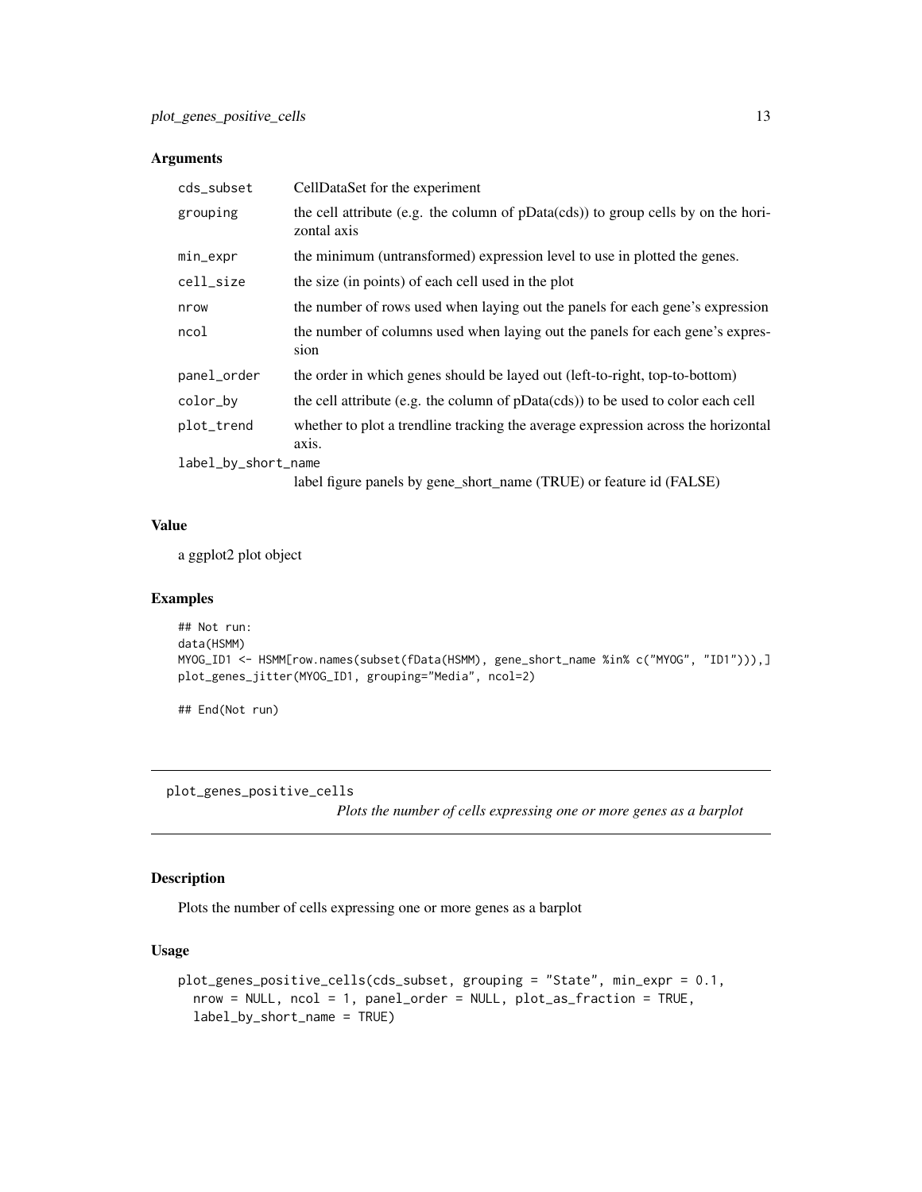### Arguments

| | |
|---|---|
| cds_subset | CellDataSet for the experiment |
| grouping | the cell attribute (e.g. the column of pData(cds)) to group cells by on the horizontal axis |
| min_expr | the minimum (untransformed) expression level to use in plotted the genes. |
| cell_size | the size (in points) of each cell used in the plot |
| nrow | the number of rows used when laying out the panels for each gene's expression |
| ncol | the number of columns used when laying out the panels for each gene's expression |
| panel_order | the order in which genes should be layed out (left-to-right, top-to-bottom) |
| color_by | the cell attribute (e.g. the column of pData(cds)) to be used to color each cell |
| plot_trend | whether to plot a trendline tracking the average expression across the horizontal axis. |
| label_by_short_name | label figure panels by gene_short_name (TRUE) or feature id (FALSE) |

### Value

a ggplot2 plot object

### Examples

```
## Not run:
data(HSMM)
MYOG_ID1 <- HSMM[row.names(subset(fData(HSMM), gene_short_name %in% c("MYOG", "ID1"))),]
plot_genes_jitter(MYOG_ID1, grouping="Media", ncol=2)

## End(Not run)
```

---

## plot_genes_positive_cells

*Plots the number of cells expressing one or more genes as a barplot*

---

### Description

Plots the number of cells expressing one or more genes as a barplot

### Usage

```
plot_genes_positive_cells(cds_subset, grouping = "State", min_expr = 0.1,
  nrow = NULL, ncol = 1, panel_order = NULL, plot_as_fraction = TRUE,
  label_by_short_name = TRUE)
```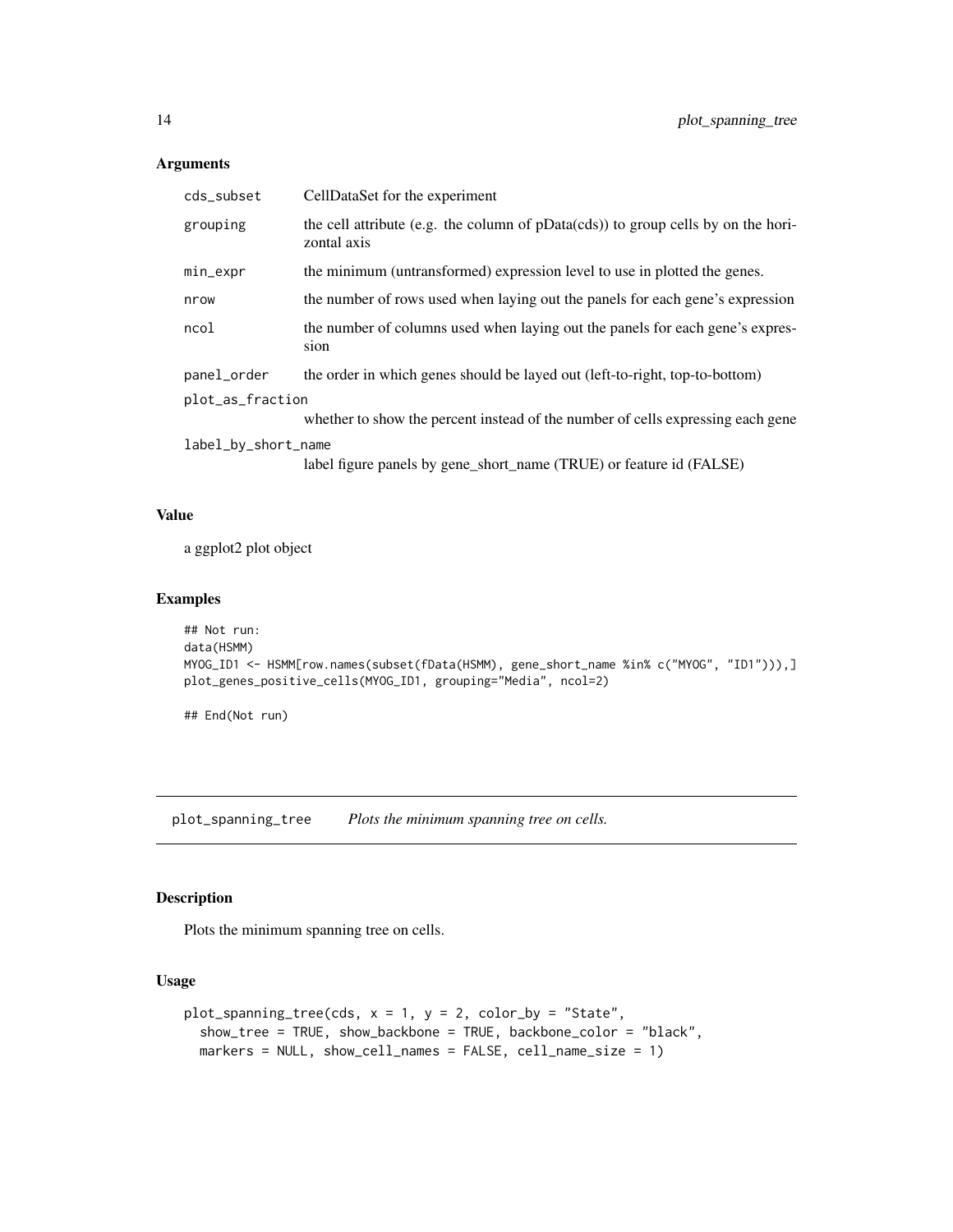## Arguments

| | |
|---|---|
| cds_subset | CellDataSet for the experiment |
| grouping | the cell attribute (e.g. the column of pData(cds)) to group cells by on the horizontal axis |
| min_expr | the minimum (untransformed) expression level to use in plotted the genes. |
| nrow | the number of rows used when laying out the panels for each gene's expression |
| ncol | the number of columns used when laying out the panels for each gene's expression |
| panel_order | the order in which genes should be layed out (left-to-right, top-to-bottom) |
| plot_as_fraction | whether to show the percent instead of the number of cells expressing each gene |
| label_by_short_name | label figure panels by gene_short_name (TRUE) or feature id (FALSE) |

## Value

a ggplot2 plot object

## Examples

```
## Not run:
data(HSMM)
MYOG_ID1 <- HSMM[row.names(subset(fData(HSMM), gene_short_name %in% c("MYOG", "ID1"))),]
plot_genes_positive_cells(MYOG_ID1, grouping="Media", ncol=2)

## End(Not run)
```

---

# plot_spanning_tree    *Plots the minimum spanning tree on cells.*

## Description

Plots the minimum spanning tree on cells.

## Usage

```
plot_spanning_tree(cds, x = 1, y = 2, color_by = "State",
  show_tree = TRUE, show_backbone = TRUE, backbone_color = "black",
  markers = NULL, show_cell_names = FALSE, cell_name_size = 1)
```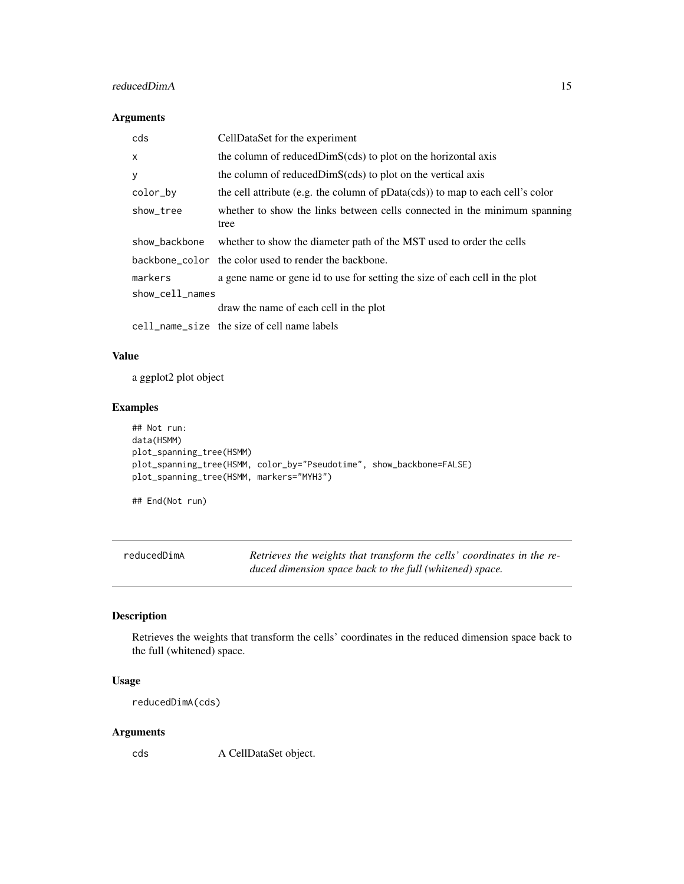## Arguments

| | |
|---|---|
| `cds` | CellDataSet for the experiment |
| `x` | the column of reducedDimS(cds) to plot on the horizontal axis |
| `y` | the column of reducedDimS(cds) to plot on the vertical axis |
| `color_by` | the cell attribute (e.g. the column of pData(cds)) to map to each cell's color |
| `show_tree` | whether to show the links between cells connected in the minimum spanning tree |
| `show_backbone` | whether to show the diameter path of the MST used to order the cells |
| `backbone_color` | the color used to render the backbone. |
| `markers` | a gene name or gene id to use for setting the size of each cell in the plot |
| `show_cell_names` | draw the name of each cell in the plot |
| `cell_name_size` | the size of cell name labels |

## Value

a ggplot2 plot object

## Examples

```
## Not run:
data(HSMM)
plot_spanning_tree(HSMM)
plot_spanning_tree(HSMM, color_by="Pseudotime", show_backbone=FALSE)
plot_spanning_tree(HSMM, markers="MYH3")

## End(Not run)
```

---

# reducedDimA

*Retrieves the weights that transform the cells' coordinates in the reduced dimension space back to the full (whitened) space.*

---

## Description

Retrieves the weights that transform the cells' coordinates in the reduced dimension space back to the full (whitened) space.

## Usage

```
reducedDimA(cds)
```

## Arguments

| | |
|---|---|
| `cds` | A CellDataSet object. |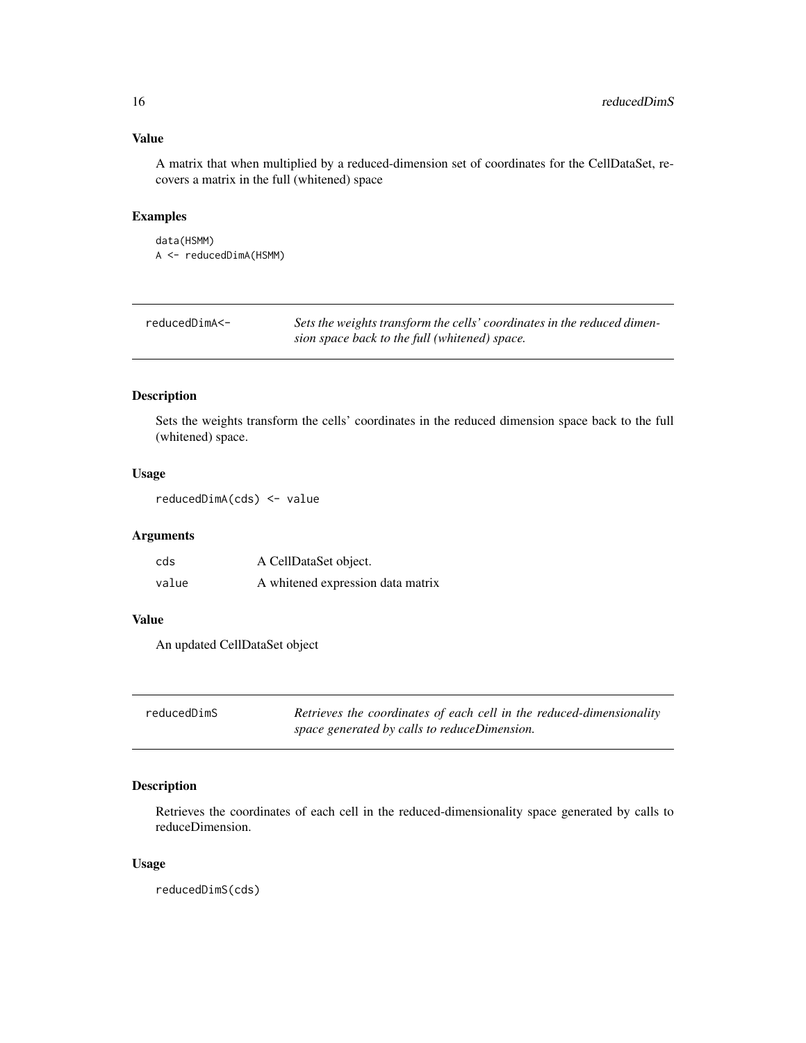### Value

A matrix that when multiplied by a reduced-dimension set of coordinates for the CellDataSet, recovers a matrix in the full (whitened) space

### Examples

```
data(HSMM)
A <- reducedDimA(HSMM)
```

---

## reducedDimA<-    *Sets the weights transform the cells' coordinates in the reduced dimension space back to the full (whitened) space.*

---

### Description

Sets the weights transform the cells' coordinates in the reduced dimension space back to the full (whitened) space.

### Usage

```
reducedDimA(cds) <- value
```

### Arguments

| | |
|---|---|
| cds | A CellDataSet object. |
| value | A whitened expression data matrix |

### Value

An updated CellDataSet object

---

## reducedDimS    *Retrieves the coordinates of each cell in the reduced-dimensionality space generated by calls to reduceDimension.*

---

### Description

Retrieves the coordinates of each cell in the reduced-dimensionality space generated by calls to reduceDimension.

### Usage

```
reducedDimS(cds)
```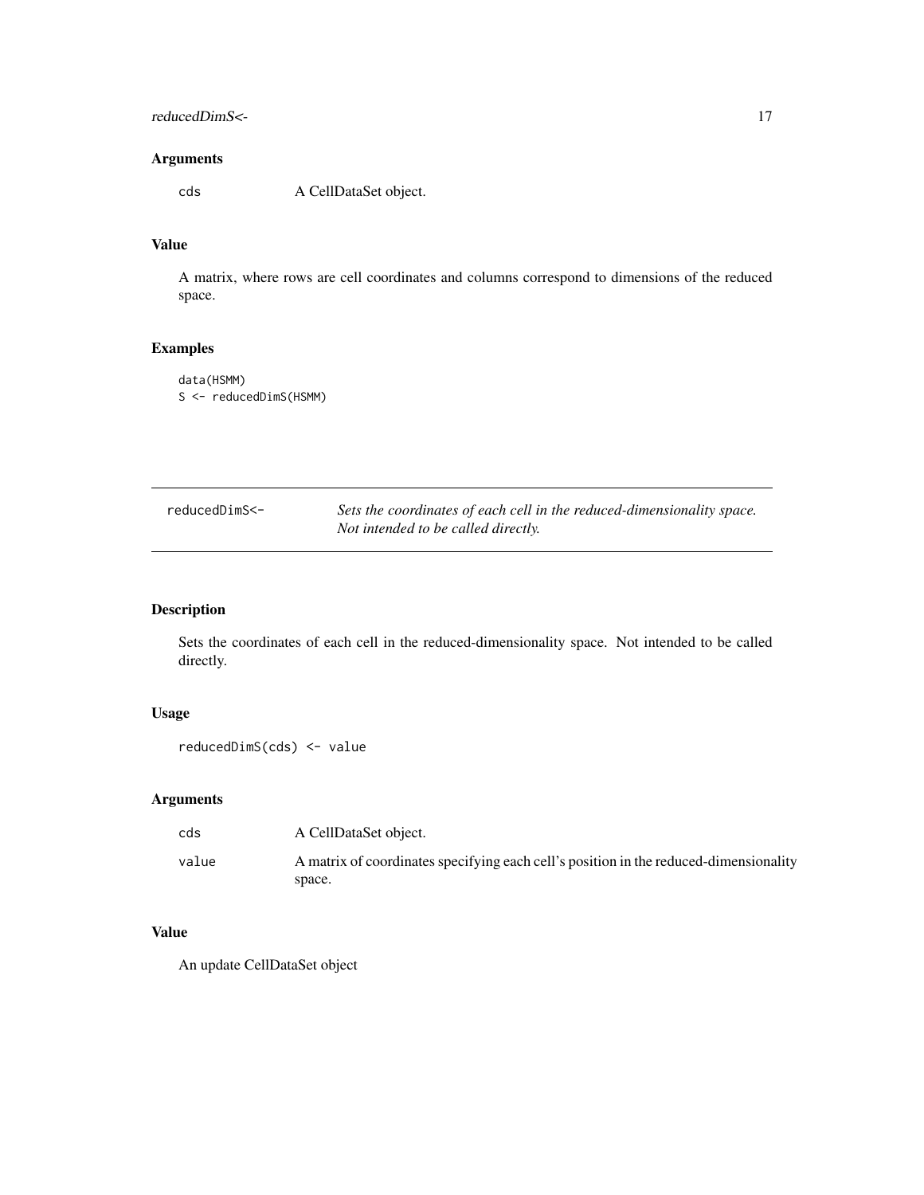### Arguments

| | |
|---|---|
| cds | A CellDataSet object. |

### Value

A matrix, where rows are cell coordinates and columns correspond to dimensions of the reduced space.

### Examples

```
data(HSMM)
S <- reducedDimS(HSMM)
```

---

## reducedDimS<- *Sets the coordinates of each cell in the reduced-dimensionality space. Not intended to be called directly.*

---

### Description

Sets the coordinates of each cell in the reduced-dimensionality space. Not intended to be called directly.

### Usage

```
reducedDimS(cds) <- value
```

### Arguments

| | |
|---|---|
| cds | A CellDataSet object. |
| value | A matrix of coordinates specifying each cell's position in the reduced-dimensionality space. |

### Value

An update CellDataSet object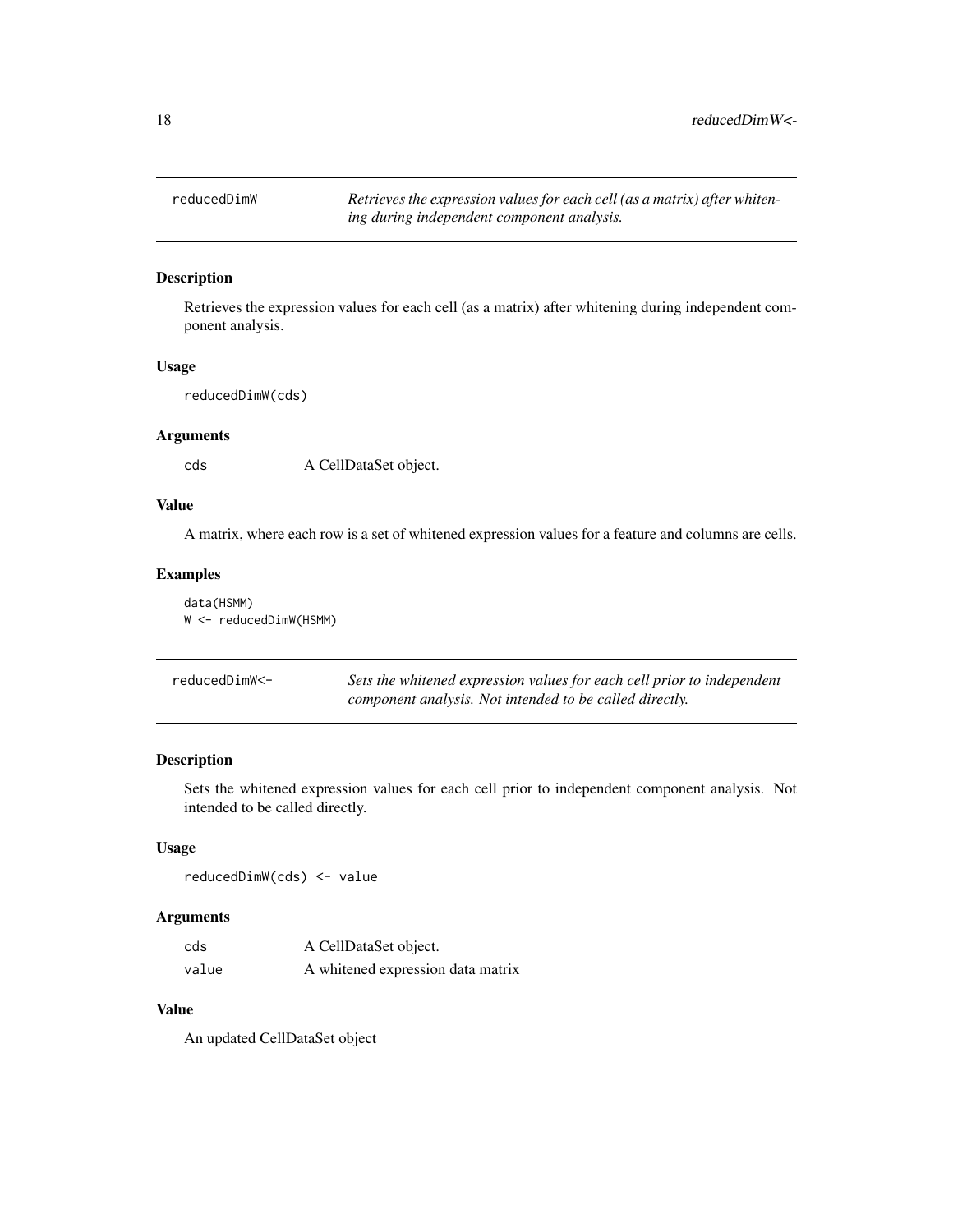## reducedDimW

*Retrieves the expression values for each cell (as a matrix) after whitening during independent component analysis.*

### Description

Retrieves the expression values for each cell (as a matrix) after whitening during independent component analysis.

### Usage

```
reducedDimW(cds)
```

### Arguments

| | |
|---|---|
| cds | A CellDataSet object. |

### Value

A matrix, where each row is a set of whitened expression values for a feature and columns are cells.

### Examples

```
data(HSMM)
W <- reducedDimW(HSMM)
```

## reducedDimW<-

*Sets the whitened expression values for each cell prior to independent component analysis. Not intended to be called directly.*

### Description

Sets the whitened expression values for each cell prior to independent component analysis. Not intended to be called directly.

### Usage

```
reducedDimW(cds) <- value
```

### Arguments

| | |
|---|---|
| cds | A CellDataSet object. |
| value | A whitened expression data matrix |

### Value

An updated CellDataSet object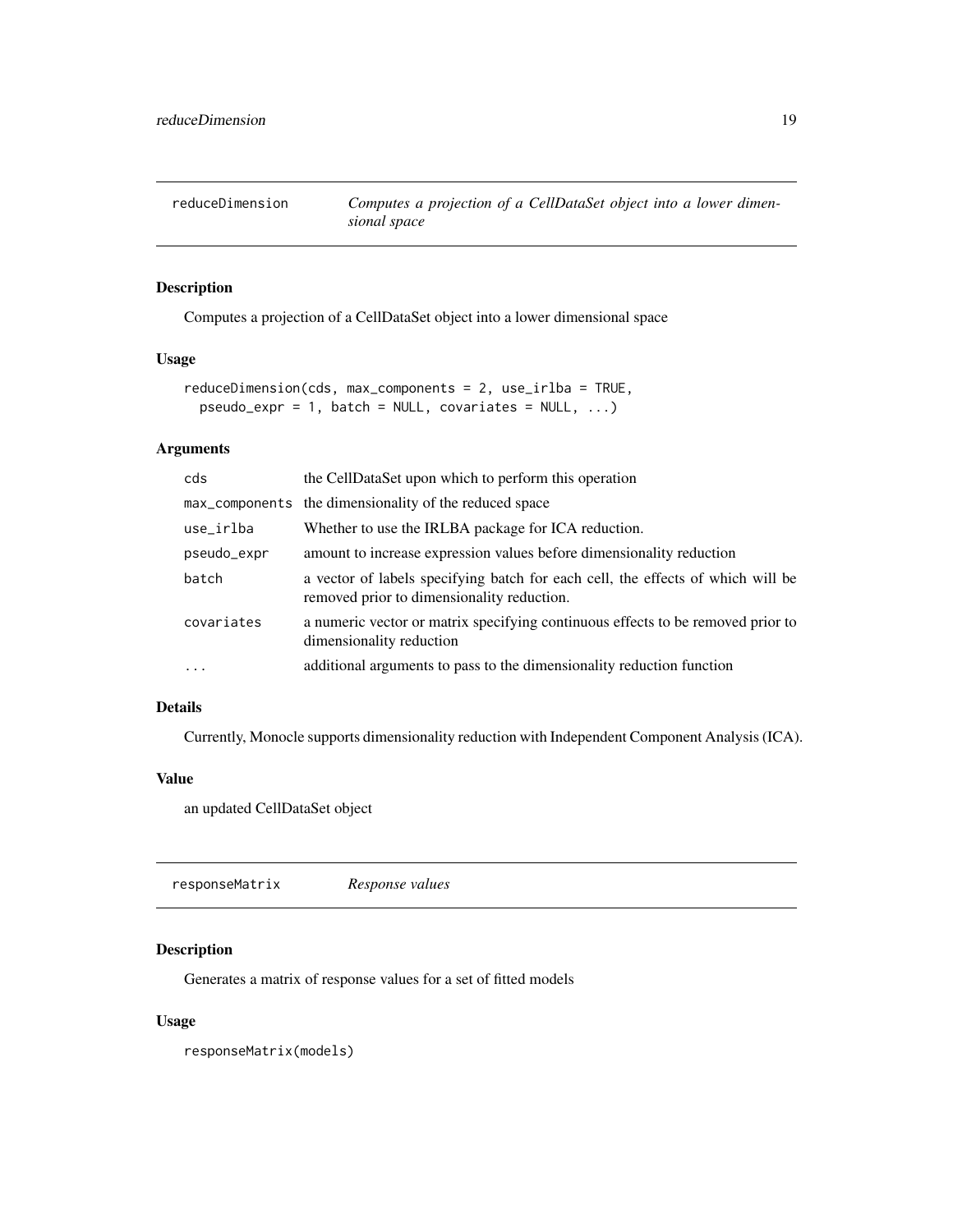## reduceDimension — *Computes a projection of a CellDataSet object into a lower dimensional space*

### Description

Computes a projection of a CellDataSet object into a lower dimensional space

### Usage

```
reduceDimension(cds, max_components = 2, use_irlba = TRUE,
  pseudo_expr = 1, batch = NULL, covariates = NULL, ...)
```

### Arguments

| | |
|---|---|
| cds | the CellDataSet upon which to perform this operation |
| max_components | the dimensionality of the reduced space |
| use_irlba | Whether to use the IRLBA package for ICA reduction. |
| pseudo_expr | amount to increase expression values before dimensionality reduction |
| batch | a vector of labels specifying batch for each cell, the effects of which will be removed prior to dimensionality reduction. |
| covariates | a numeric vector or matrix specifying continuous effects to be removed prior to dimensionality reduction |
| ... | additional arguments to pass to the dimensionality reduction function |

### Details

Currently, Monocle supports dimensionality reduction with Independent Component Analysis (ICA).

### Value

an updated CellDataSet object

## responseMatrix — *Response values*

### Description

Generates a matrix of response values for a set of fitted models

### Usage

```
responseMatrix(models)
```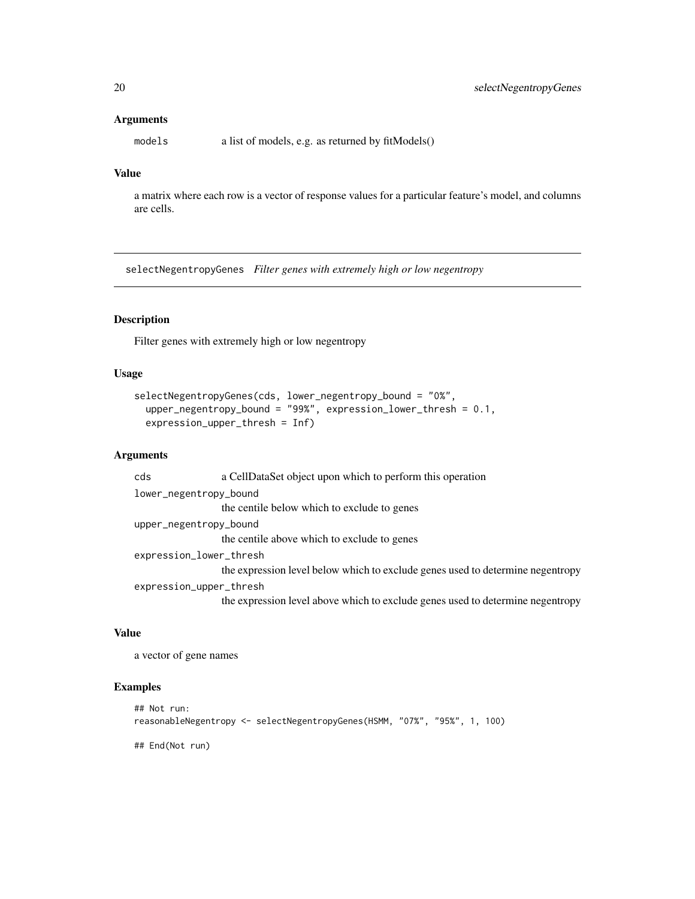### Arguments

models — a list of models, e.g. as returned by fitModels()

### Value

a matrix where each row is a vector of response values for a particular feature's model, and columns are cells.

---

## selectNegentropyGenes — *Filter genes with extremely high or low negentropy*

### Description

Filter genes with extremely high or low negentropy

### Usage

```
selectNegentropyGenes(cds, lower_negentropy_bound = "0%",
  upper_negentropy_bound = "99%", expression_lower_thresh = 0.1,
  expression_upper_thresh = Inf)
```

### Arguments

- `cds` — a CellDataSet object upon which to perform this operation
- `lower_negentropy_bound` — the centile below which to exclude to genes
- `upper_negentropy_bound` — the centile above which to exclude to genes
- `expression_lower_thresh` — the expression level below which to exclude genes used to determine negentropy
- `expression_upper_thresh` — the expression level above which to exclude genes used to determine negentropy

### Value

a vector of gene names

### Examples

```
## Not run:
reasonableNegentropy <- selectNegentropyGenes(HSMM, "07%", "95%", 1, 100)

## End(Not run)
```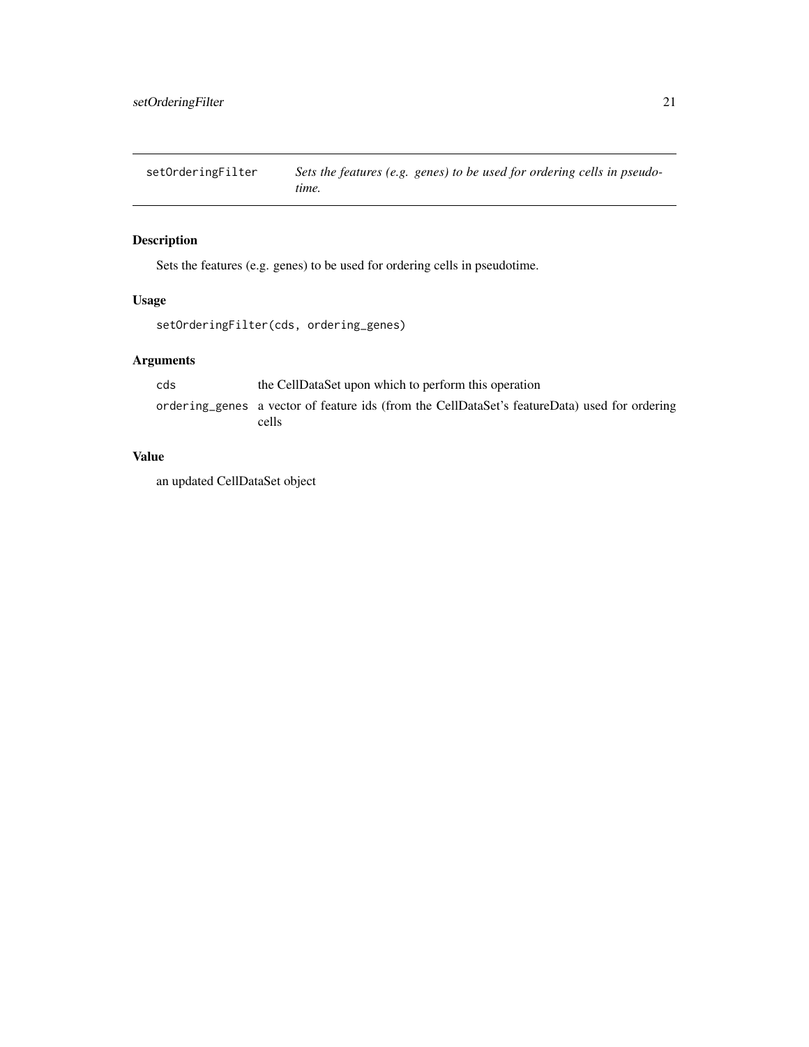`setOrderingFilter` *Sets the features (e.g. genes) to be used for ordering cells in pseudotime.*

## Description

Sets the features (e.g. genes) to be used for ordering cells in pseudotime.

## Usage

```
setOrderingFilter(cds, ordering_genes)
```

## Arguments

| | |
|---|---|
| `cds` | the CellDataSet upon which to perform this operation |
| `ordering_genes` | a vector of feature ids (from the CellDataSet's featureData) used for ordering cells |

## Value

an updated CellDataSet object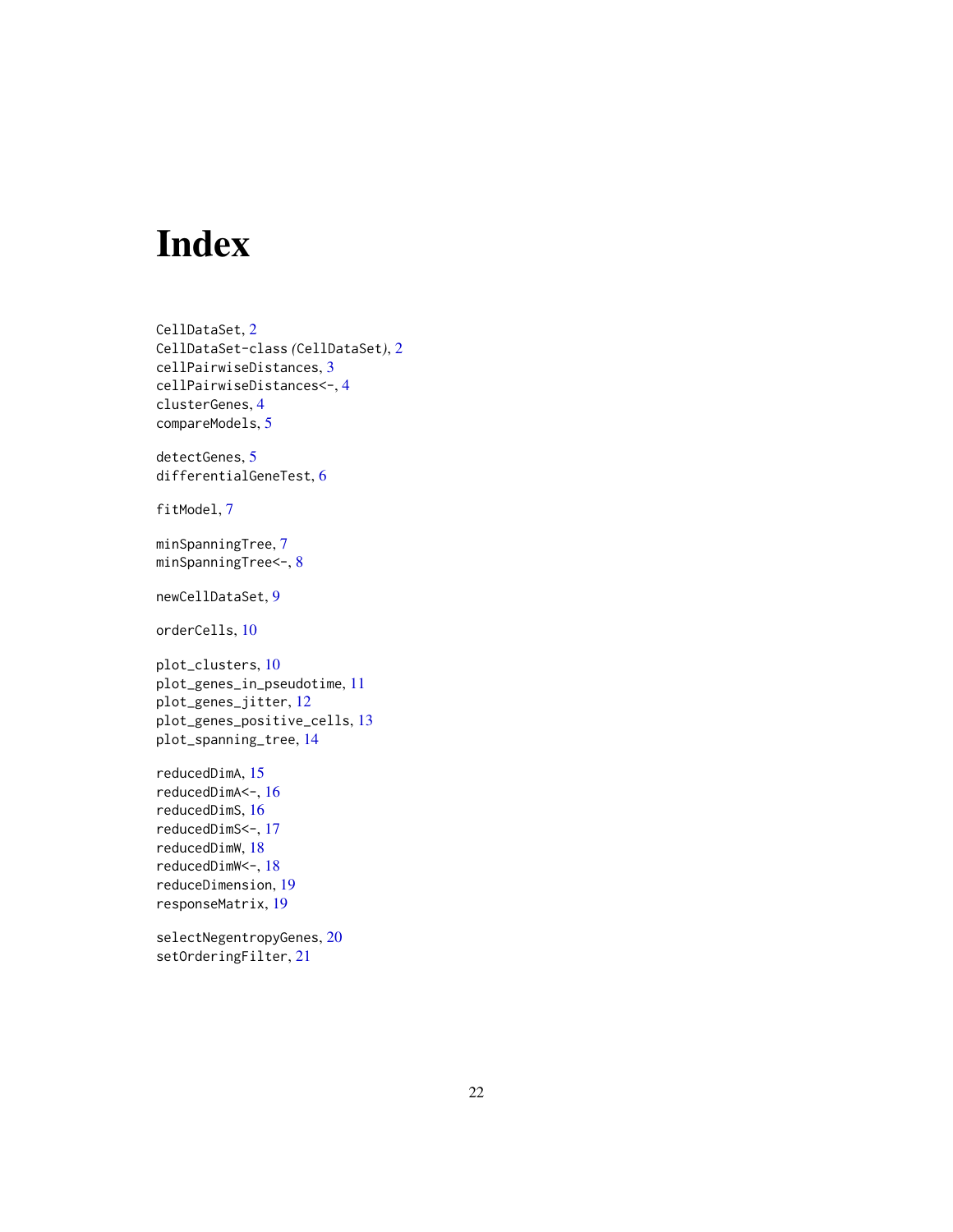# Index

CellDataSet, 2
CellDataSet-class *(CellDataSet)*, 2
cellPairwiseDistances, 3
cellPairwiseDistances<-, 4
clusterGenes, 4
compareModels, 5

detectGenes, 5
differentialGeneTest, 6

fitModel, 7

minSpanningTree, 7
minSpanningTree<-, 8

newCellDataSet, 9

orderCells, 10

plot_clusters, 10
plot_genes_in_pseudotime, 11
plot_genes_jitter, 12
plot_genes_positive_cells, 13
plot_spanning_tree, 14

reducedDimA, 15
reducedDimA<-, 16
reducedDimS, 16
reducedDimS<-, 17
reducedDimW, 18
reducedDimW<-, 18
reduceDimension, 19
responseMatrix, 19

selectNegentropyGenes, 20
setOrderingFilter, 21